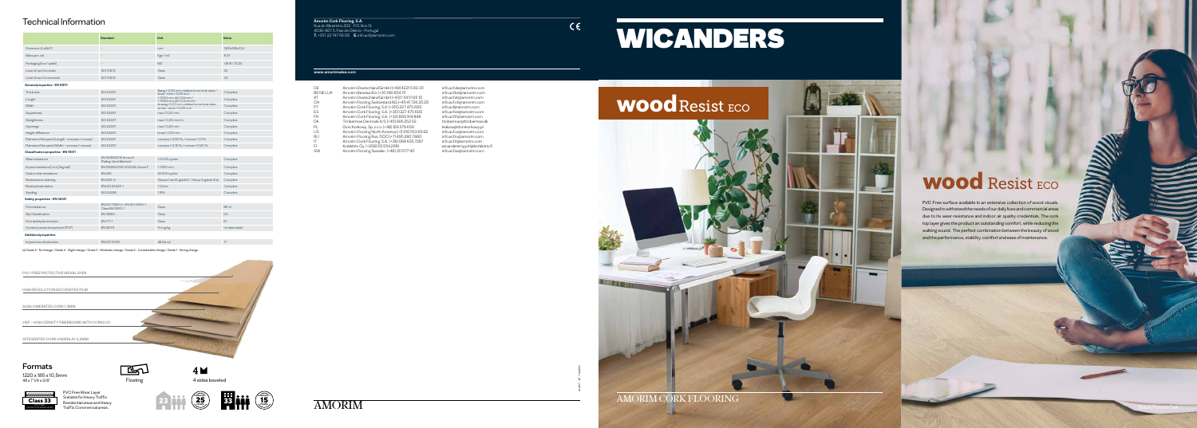## Technical Information

| | Standard | Unit | Value |
|---|---|---|---|
| Dimension (L x W x T) | - | mm | 1220x185x10,5 |
| Sqm per unit | - | Sqm/Box | 2,01 |
| Packaging (box / pallet) | - | m2 | 1,80 / 72,24 |
| Level of use Domestic | ISO 10874 | Class | 23 |
| Level of use Commercial | ISO 10874 | Class | 33 |
| **General properties - EN 14041** | | | |
| Thickness | ISO 24337 | Δ avg ≤ 0,50 mm relative to nominal value / tmax - tmin ≤ 0,50 mm | Complies |
| Length | ISO 24337 | ≤ 1500 mm: Δl ≤ 0,5 mm / > 1500 mm: Δl ≤ 0,3 mm/m | Complies |
| Width | ISO 24337 | Δ avg ≤ 0,10 mm relative to nominal value / wmax - wmin ≤ 0,20 mm | Complies |
| Squareness | ISO 24337 | max ≤ 0,20 mm | Complies |
| Straightness | ISO 24337 | max ≤ 0,30 mm/m | Complies |
| Openings | ISO 24337 | max ≤ 0,20 mm | Complies |
| Height difference | ISO 24337 | fmax ≤ 0,15 mm | Complies |
| Flatness of the panel (Length - concave / convex) | ISO 24337 | concave ≤ 0,50 %; convex ≤ 1,0 % | Complies |
| Flatness of the panel (Width - concave / convex) | ISO 24337 | concave ≤ 0,15 %; convex ≤ 0,20 % | Complies |
| **Classification properties - EN 16511** | | | |
| Wear resistance | EN 16511/EN 13329 Annex E (Falling Sand Method) | ≥ 10 000 cycles | Complies |
| Impact resistance (mm) (big ball) | EN 16511/EN 13329 Annex F | ≥ 1600 mm | Complies |
| Castor chair resistance | EN 425 | 25 000 cycles | Complies |
| Resistance to staining | EN 438-2 | Group 1 and 2: grade 5 / Group 3: grade 4 (a) | Complies |
| Residual indentation | EN ISO 24343-1 | ≤ 0,3 mm | Complies |
| Swelling | ISO 24336 | ≤ 18 % | Complies |
| **Safety properties - EN 14041** | | | |
| Fire resistance | EN ISO 11925-2 + EN ISO 9239-1; Class EN 13501-1 | Class | Bfl-s1 |
| Slip Classification | EN 13893 | Class | DS |
| Formaldehyde emission | EN 717-1 | Class | E1 |
| Content pentachlorophenol (PCP) | EN 12673 | %mg/kg | Undetectable |
| **Additional properties** | | | |
| Impact sound reduction | EN ISO 10140 | dB (ΔLw) | 17 |

(a) Grade 5 - No change / Grade 4 - Slight change / Grade 3 - Moderate change / Grade 2 - Considerable change / Grade 1 - Strong change

- PVC-FREE PROTECTIVE WEAR LAYER
- HIGH RESOLUTION DECORATIVE FILM
- AGGLOMERATED CORK 1,0MM
- HDF – HIGH DENSITY FIBERBOARD WITH CORKLOC
- INTEGRATED CORK UNDERLAY 2,0MM

### Formats

1220 x 185 x 10,5mm
48 x 7 1/4 x 2/8"

Floating

4 sides beveled

Class 33 — PVC Free Wear Layer Suitable for Heavy Traffic Residential areas and Heavy Traffic Commercial areas.

23 — 25 — 33 — 15

**Amorim Cork Flooring, S.A.**
Rua do Ribeirinho 202 · P.O. Box 13
4536-907 S. Paio de Oleiros · Portugal
T. +351 22 747 56 00 E. info.acf@amorim.com

CE

**www.amorimwise.com**

| | | |
|---|---|---|
| DE | Amorim Deutschland GmbH (+49) 4221 5 93-01 | info.acf.de@amorim.com |
| BENELUX | Amorim Benelux B.V. (+31) 164 604 111 | info.acf.bx@amorim.com |
| AT | Amorim Deutschland GmbH (+43) 1 5451 65 10 | info.acf.at@amorim.com |
| CH | Amorim Flooring Switzerland AG (+41) 41 726 20 20 | info.acf.ch@amorim.com |
| PT | Amorim Cork Flooring, S.A. (+351) 227 475 600 | info.acf@amorim.com |
| ES | Amorim Cork Flooring, S.A. (+351) 227 475 600 | info.acf.es@amorim.com |
| FR | Amorim Cork Flooring, S.A. (+33) 820 914 848 | info.acf.fr@amorim.com |
| DK | Timbertrae Denmark A/S (+45) 965 352 52 | timbertrae@timbertrae.dk |
| PL | Dom Korkowy, Sp. z o.o. (+48) 126 379 659 | krakow@domkorkowy.pl |
| US | Amorim Flooring North America (+1) 410 553 60 62 | info.acf.us@amorim.com |
| RU | Amorim Flooring Rus, OOO (+7) 495 280 7860 | info.acf.ru@amorim.com |
| IT | Amorim Cork Flooring, S.A. (+39) 069 835 7287 | info.acf.it@amorim.com |
| FI | Korkkitalo Oy (+358) 50 554 2695 | wicanders.myynti@korkkitalo.fi |
| SW | Amorim Flooring Sweden (+46) 31 077 40 | info.acf.se@amorim.com |

AMORIM

# WICANDERS

# wood Resist ECO

AMORIM CORK FLOORING

## wood Resist ECO

PVC Free surface available in an extensive collection of wood visuals. Designed to withstand the needs of our daily lives and commercial areas due to its wear resistance and indoor air quality credentials. The cork top layer gives the product an outstanding comfort, while reducing the walking sound. The perfect combination between the beauty of wood and the performance, stability, comfort and ease of maintenance.

Black Forest Oak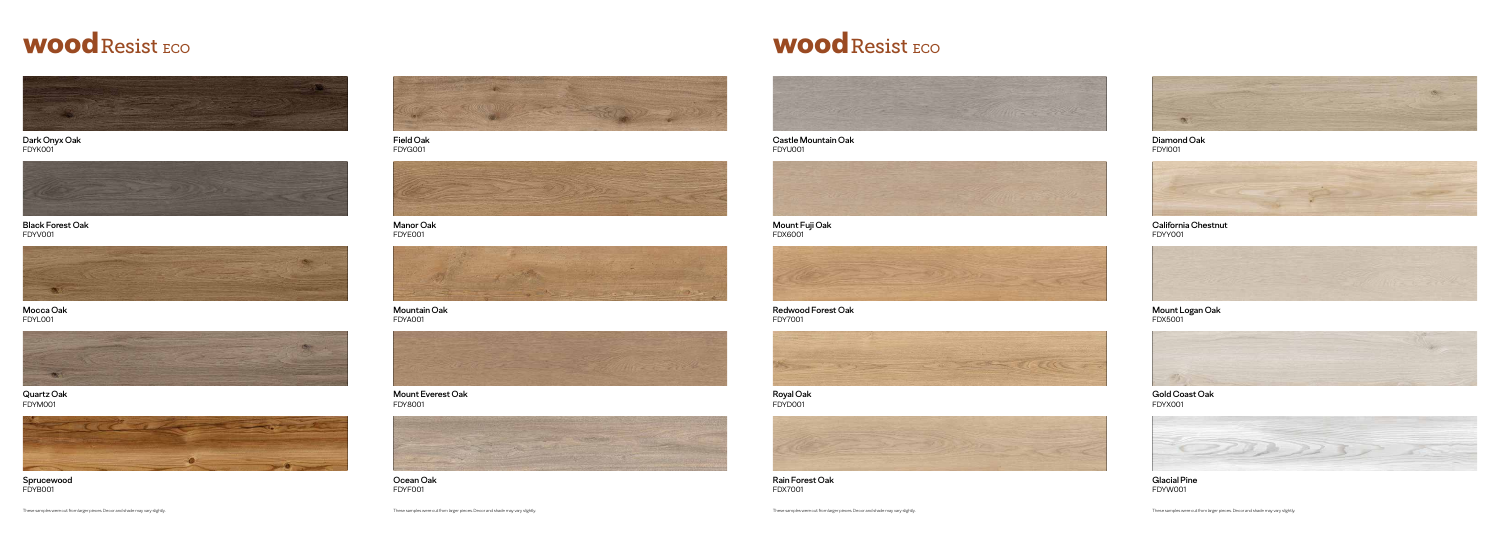# woodResist ECO

Dark Onyx Oak
FDYK001

Black Forest Oak
FDYV001

Mocca Oak
FDYL001

Quartz Oak
FDYM001

Sprucewood
FDYB001

These samples were cut from larger pieces. Decor and shade may vary slightly.

Field Oak
FDYG001

Manor Oak
FDYE001

Mountain Oak
FDYA001

Mount Everest Oak
FDY8001

Ocean Oak
FDYF001

These samples were cut from larger pieces. Decor and shade may vary slightly.

# woodResist ECO

Castle Mountain Oak
FDYU001

Mount Fuji Oak
FDX6001

Redwood Forest Oak
FDY7001

Royal Oak
FDYD001

Rain Forest Oak
FDX7001

These samples were cut from larger pieces. Decor and shade may vary slightly.

Diamond Oak
FDYI001

California Chestnut
FDYY001

Mount Logan Oak
FDX5001

Gold Coast Oak
FDYX001

Glacial Pine
FDYW001

These samples were cut from larger pieces. Decor and shade may vary slightly.